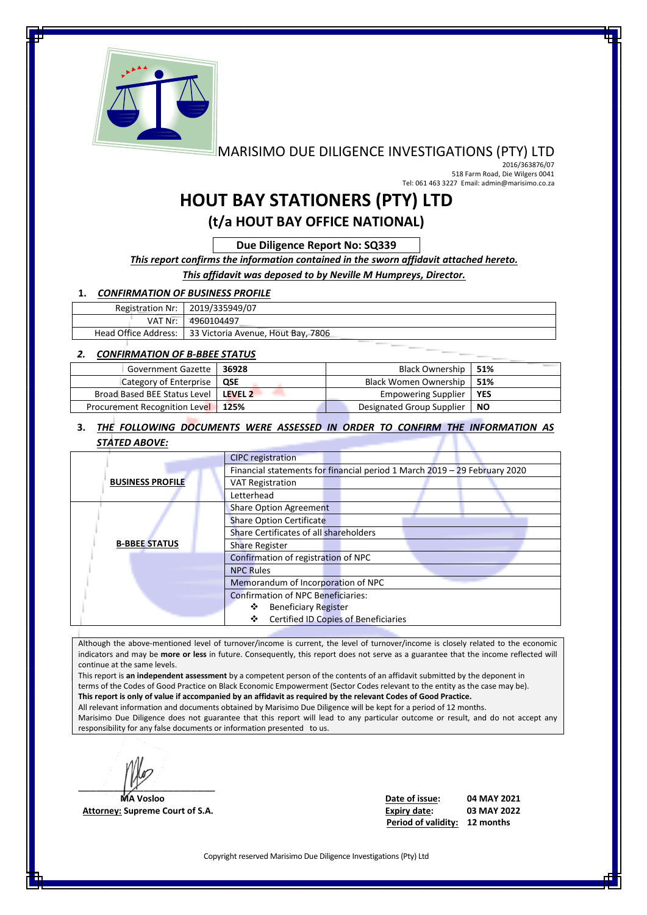MARISIMO DUE DILIGENCE INVESTIGATIONS (PTY) LTD

2016/363876/07
518 Farm Road, Die Wilgers 0041
Tel: 061 463 3227 Email: admin@marisimo.co.za

# HOUT BAY STATIONERS (PTY) LTD

## (t/a HOUT BAY OFFICE NATIONAL)

**Due Diligence Report No: SQ339**

***This report confirms the information contained in the sworn affidavit attached hereto.***

***This affidavit was deposed to by Neville M Humpreys, Director.***

### 1. *CONFIRMATION OF BUSINESS PROFILE*

| | |
|---|---|
| Registration Nr: | 2019/335949/07 |
| VAT Nr: | 4960104497 |
| Head Office Address: | 33 Victoria Avenue, Hout Bay, 7806 |

### 2. *CONFIRMATION OF B-BBEE STATUS*

| | | | |
|---|---|---|---|
| Government Gazette | **36928** | Black Ownership | **51%** |
| Category of Enterprise | **QSE** | Black Women Ownership | **51%** |
| Broad Based BEE Status Level | **LEVEL 2** | Empowering Supplier | **YES** |
| Procurement Recognition Level | **125%** | Designated Group Supplier | **NO** |

### 3. *THE FOLLOWING DOCUMENTS WERE ASSESSED IN ORDER TO CONFIRM THE INFORMATION AS STATED ABOVE:*

| | |
|---|---|
| **BUSINESS PROFILE** | CIPC registration |
| | Financial statements for financial period 1 March 2019 – 29 February 2020 |
| | VAT Registration |
| | Letterhead |
| **B-BBEE STATUS** | Share Option Agreement |
| | Share Option Certificate |
| | Share Certificates of all shareholders |
| | Share Register |
| | Confirmation of registration of NPC |
| | NPC Rules |
| | Memorandum of Incorporation of NPC |
| | Confirmation of NPC Beneficiaries: ❖ Beneficiary Register ❖ Certified ID Copies of Beneficiaries |

Although the above-mentioned level of turnover/income is current, the level of turnover/income is closely related to the economic indicators and may be **more or less** in future. Consequently, this report does not serve as a guarantee that the income reflected will continue at the same levels.

This report is **an independent assessment** by a competent person of the contents of an affidavit submitted by the deponent in terms of the Codes of Good Practice on Black Economic Empowerment (Sector Codes relevant to the entity as the case may be).

**This report is only of value if accompanied by an affidavit as required by the relevant Codes of Good Practice.**

All relevant information and documents obtained by Marisimo Due Diligence will be kept for a period of 12 months.

Marisimo Due Diligence does not guarantee that this report will lead to any particular outcome or result, and do not accept any responsibility for any false documents or information presented to us.

**MA Vosloo**
**Attorney: Supreme Court of S.A.**

| | |
|---|---|
| **Date of issue:** | **04 MAY 2021** |
| **Expiry date:** | **03 MAY 2022** |
| **Period of validity:** | **12 months** |

Copyright reserved Marisimo Due Diligence Investigations (Pty) Ltd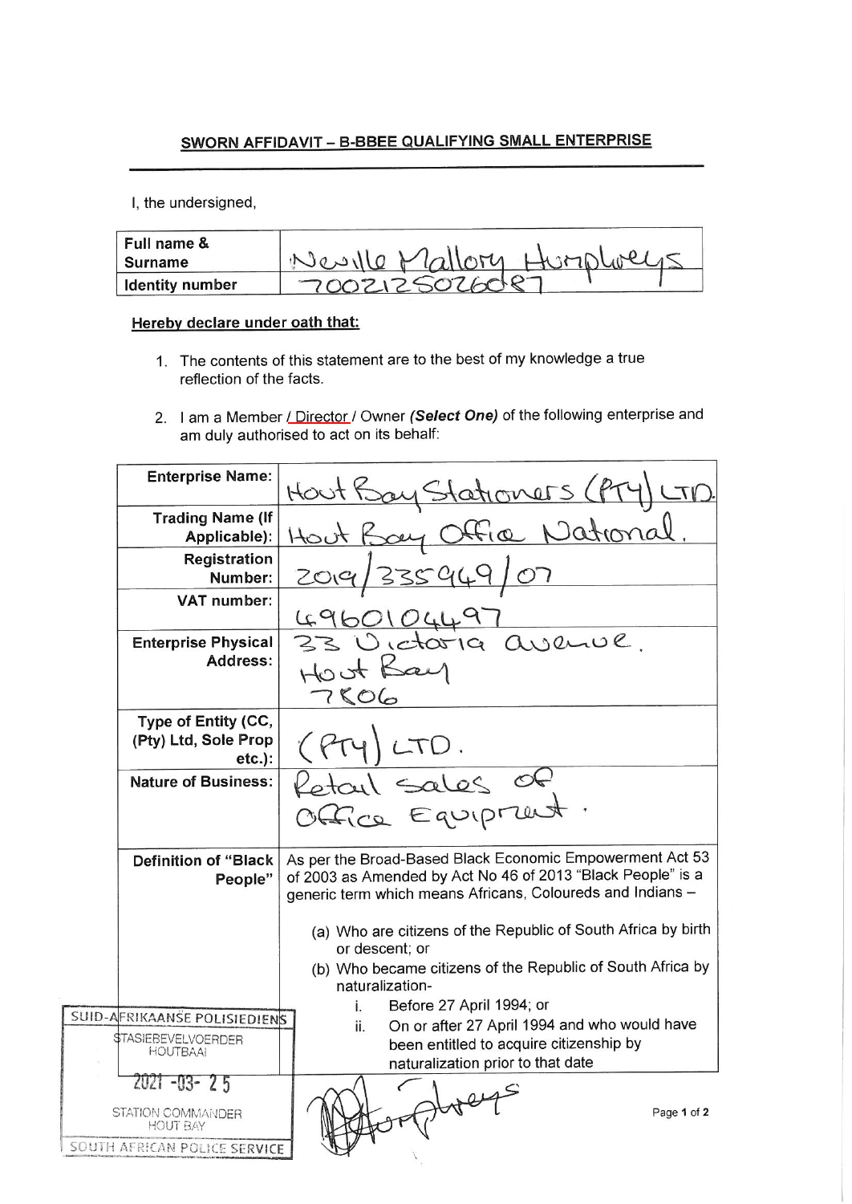## SWORN AFFIDAVIT – B-BBEE QUALIFYING SMALL ENTERPRISE

I, the undersigned,

| Full name & Surname | Neville Mallory Humphreys |
|---|---|
| Identity number | 7002125026087 |

**Hereby declare under oath that:**

1. The contents of this statement are to the best of my knowledge a true reflection of the facts.
2. I am a Member / Director / Owner ***(Select One)*** of the following enterprise and am duly authorised to act on its behalf:

| | |
|---|---|
| **Enterprise Name:** | Hout Bay Stationers (PTY) LTD. |
| **Trading Name (If Applicable):** | Hout Bay Office National. |
| **Registration Number:** | 2019/335949/07 |
| **VAT number:** | 4960104497 |
| **Enterprise Physical Address:** | 33 Victoria avenue. Hout Bay 7806 |
| **Type of Entity (CC, (Pty) Ltd, Sole Prop etc.):** | (PTY) LTD. |
| **Nature of Business:** | Retail sales of Office Equipment. |
| **Definition of "Black People"** | As per the Broad-Based Black Economic Empowerment Act 53 of 2003 as Amended by Act No 46 of 2013 "Black People" is a generic term which means Africans, Coloureds and Indians – (a) Who are citizens of the Republic of South Africa by birth or descent; or (b) Who became citizens of the Republic of South Africa by naturalization- i. Before 27 April 1994; or ii. On or after 27 April 1994 and who would have been entitled to acquire citizenship by naturalization prior to that date |

SUID-AFRIKAANSE POLISIEDIENS
STASIEBEVELVOERDER HOUTBAAI
2021 -03- 25
STATION COMMANDER HOUT BAY
SOUTH AFRICAN POLICE SERVICE

[Signature]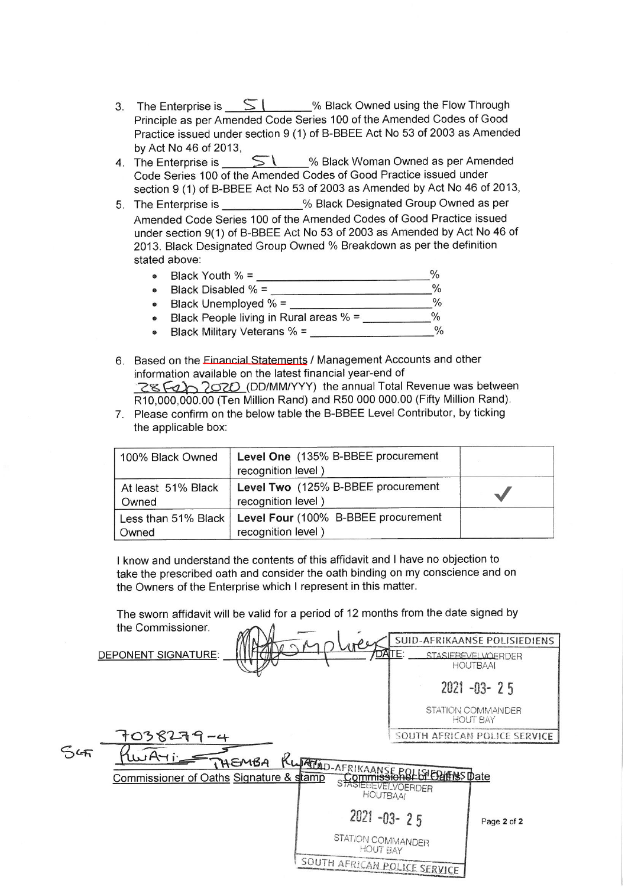3. The Enterprise is 51 % Black Owned using the Flow Through Principle as per Amended Code Series 100 of the Amended Codes of Good Practice issued under section 9 (1) of B-BBEE Act No 53 of 2003 as Amended by Act No 46 of 2013,
4. The Enterprise is 51 % Black Woman Owned as per Amended Code Series 100 of the Amended Codes of Good Practice issued under section 9 (1) of B-BBEE Act No 53 of 2003 as Amended by Act No 46 of 2013,
5. The Enterprise is ____________% Black Designated Group Owned as per Amended Code Series 100 of the Amended Codes of Good Practice issued under section 9(1) of B-BBEE Act No 53 of 2003 as Amended by Act No 46 of 2013. Black Designated Group Owned % Breakdown as per the definition stated above:
   - Black Youth % = ____________%
   - Black Disabled % = ____________%
   - Black Unemployed % = ____________%
   - Black People living in Rural areas % = ____________%
   - Black Military Veterans % = ____________%
6. Based on the Financial Statements / Management Accounts and other information available on the latest financial year-end of 28 Feb 2020 (DD/MM/YYY) the annual Total Revenue was between R10,000,000.00 (Ten Million Rand) and R50 000 000.00 (Fifty Million Rand).
7. Please confirm on the below table the B-BBEE Level Contributor, by ticking the applicable box:

| | | |
|---|---|---|
| 100% Black Owned | **Level One** (135% B-BBEE procurement recognition level ) | |
| At least 51% Black Owned | **Level Two** (125% B-BBEE procurement recognition level ) | ✓ |
| Less than 51% Black Owned | **Level Four** (100% B-BBEE procurement recognition level ) | |

I know and understand the contents of this affidavit and I have no objection to take the prescribed oath and consider the oath binding on my conscience and on the Owners of the Enterprise which I represent in this matter.

The sworn affidavit will be valid for a period of 12 months from the date signed by the Commissioner.

DEPONENT SIGNATURE: ____________ DATE: ____________

SUID-AFRIKAANSE POLISIEDIENS
STASIEBEVELVOERDER
HOUTBAAI
2021 -03- 25
STATION COMMANDER
HOUT BAY
SOUTH AFRICAN POLICE SERVICE

7038279-4
SGT RWATI THEMBA RWATI

Commissioner of Oaths Signature & stamp    Commissioner of Oaths Date

SUID-AFRIKAANSE POLISIEDIENS
STASIEBEVELVOERDER
HOUTBAAI
2021 -03- 25
STATION COMMANDER
HOUT BAY
SOUTH AFRICAN POLICE SERVICE